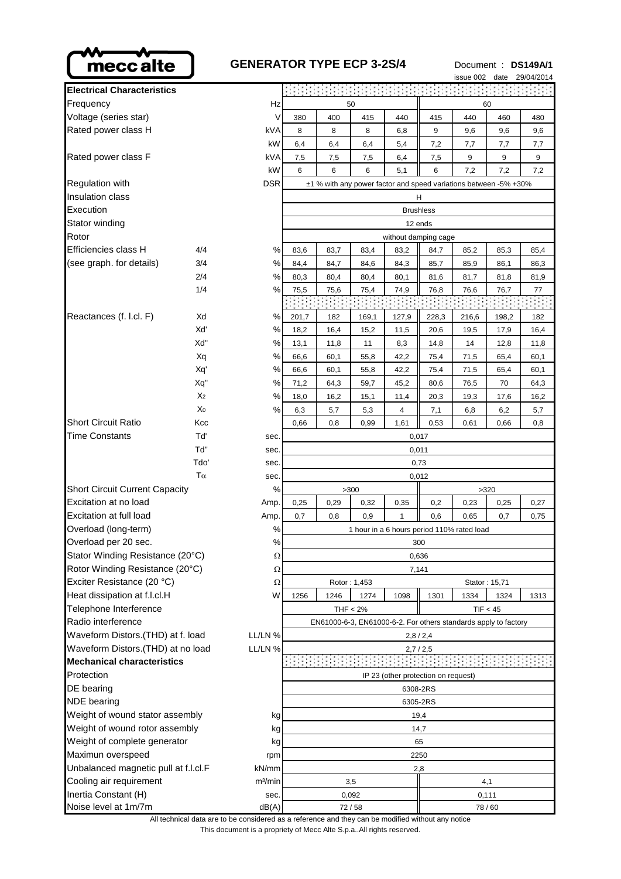# GENERATOR TYPE ECP 3-2S/4

Document : **DS149A/1**
issue 002 date 29/04/2014

| | | | | | | | | | | |
|---|---|---|---|---|---|---|---|---|---|---|
| **Electrical Characteristics** | | | | | | | | | | |
| Frequency | | Hz | 50 | | | | 60 | | | |
| Voltage (series star) | | V | 380 | 400 | 415 | 440 | 415 | 440 | 460 | 480 |
| Rated power class H | | kVA | 8 | 8 | 8 | 6,8 | 9 | 9,6 | 9,6 | 9,6 |
| | | kW | 6,4 | 6,4 | 6,4 | 5,4 | 7,2 | 7,7 | 7,7 | 7,7 |
| Rated power class F | | kVA | 7,5 | 7,5 | 7,5 | 6,4 | 7,5 | 9 | 9 | 9 |
| | | kW | 6 | 6 | 6 | 5,1 | 6 | 7,2 | 7,2 | 7,2 |
| Regulation with | | DSR | ±1 % with any power factor and speed variations between -5% +30% | | | | | | | |
| Insulation class | | | H | | | | | | | |
| Execution | | | Brushless | | | | | | | |
| Stator winding | | | 12 ends | | | | | | | |
| Rotor | | | without damping cage | | | | | | | |
| Efficiencies class H | 4/4 | % | 83,6 | 83,7 | 83,4 | 83,2 | 84,7 | 85,2 | 85,3 | 85,4 |
| (see graph. for details) | 3/4 | % | 84,4 | 84,7 | 84,6 | 84,3 | 85,7 | 85,9 | 86,1 | 86,3 |
| | 2/4 | % | 80,3 | 80,4 | 80,4 | 80,1 | 81,6 | 81,7 | 81,8 | 81,9 |
| | 1/4 | % | 75,5 | 75,6 | 75,4 | 74,9 | 76,8 | 76,6 | 76,7 | 77 |
| Reactances (f. l.cl. F) | Xd | % | 201,7 | 182 | 169,1 | 127,9 | 228,3 | 216,6 | 198,2 | 182 |
| | Xd' | % | 18,2 | 16,4 | 15,2 | 11,5 | 20,6 | 19,5 | 17,9 | 16,4 |
| | Xd" | % | 13,1 | 11,8 | 11 | 8,3 | 14,8 | 14 | 12,8 | 11,8 |
| | Xq | % | 66,6 | 60,1 | 55,8 | 42,2 | 75,4 | 71,5 | 65,4 | 60,1 |
| | Xq' | % | 66,6 | 60,1 | 55,8 | 42,2 | 75,4 | 71,5 | 65,4 | 60,1 |
| | Xq" | % | 71,2 | 64,3 | 59,7 | 45,2 | 80,6 | 76,5 | 70 | 64,3 |
| | $X_2$ | % | 18,0 | 16,2 | 15,1 | 11,4 | 20,3 | 19,3 | 17,6 | 16,2 |
| | $X_0$ | % | 6,3 | 5,7 | 5,3 | 4 | 7,1 | 6,8 | 6,2 | 5,7 |
| Short Circuit Ratio | Kcc | | 0,66 | 0,8 | 0,99 | 1,61 | 0,53 | 0,61 | 0,66 | 0,8 |
| Time Constants | Td' | sec. | 0,017 | | | | | | | |
| | Td" | sec. | 0,011 | | | | | | | |
| | Tdo' | sec. | 0,73 | | | | | | | |
| | $T\alpha$ | sec. | 0,012 | | | | | | | |
| Short Circuit Current Capacity | | % | >300 | | | | >320 | | | |
| Excitation at no load | | Amp. | 0,25 | 0,29 | 0,32 | 0,35 | 0,2 | 0,23 | 0,25 | 0,27 |
| Excitation at full load | | Amp. | 0,7 | 0,8 | 0,9 | 1 | 0,6 | 0,65 | 0,7 | 0,75 |
| Overload (long-term) | | % | 1 hour in a 6 hours period 110% rated load | | | | | | | |
| Overload per 20 sec. | | % | 300 | | | | | | | |
| Stator Winding Resistance (20°C) | | Ω | 0,636 | | | | | | | |
| Rotor Winding Resistance (20°C) | | Ω | 7,141 | | | | | | | |
| Exciter Resistance (20 °C) | | Ω | Rotor : 1,453 | | | | Stator : 15,71 | | | |
| Heat dissipation at f.l.cl.H | | W | 1256 | 1246 | 1274 | 1098 | 1301 | 1334 | 1324 | 1313 |
| Telephone Interference | | | THF < 2% | | | | TIF < 45 | | | |
| Radio interference | | | EN61000-6-3, EN61000-6-2. For others standards apply to factory | | | | | | | |
| Waveform Distors.(THD) at f. load | | LL/LN % | 2,8 / 2,4 | | | | | | | |
| Waveform Distors.(THD) at no load | | LL/LN % | 2,7 / 2,5 | | | | | | | |
| **Mechanical characteristics** | | | | | | | | | | |
| Protection | | | IP 23 (other protection on request) | | | | | | | |
| DE bearing | | | 6308-2RS | | | | | | | |
| NDE bearing | | | 6305-2RS | | | | | | | |
| Weight of wound stator assembly | | kg | 19,4 | | | | | | | |
| Weight of wound rotor assembly | | kg | 14,7 | | | | | | | |
| Weight of complete generator | | kg | 65 | | | | | | | |
| Maximun overspeed | | rpm | 2250 | | | | | | | |
| Unbalanced magnetic pull at f.l.cl.F | | kN/mm | 2,8 | | | | | | | |
| Cooling air requirement | | $m^3$/min | 3,5 | | | | 4,1 | | | |
| Inertia Constant (H) | | sec. | 0,092 | | | | 0,111 | | | |
| Noise level at 1m/7m | | dB(A) | 72 / 58 | | | | 78 / 60 | | | |

All technical data are to be considered as a reference and they can be modified without any notice

This document is a propriety of Mecc Alte S.p.a..All rights reserved.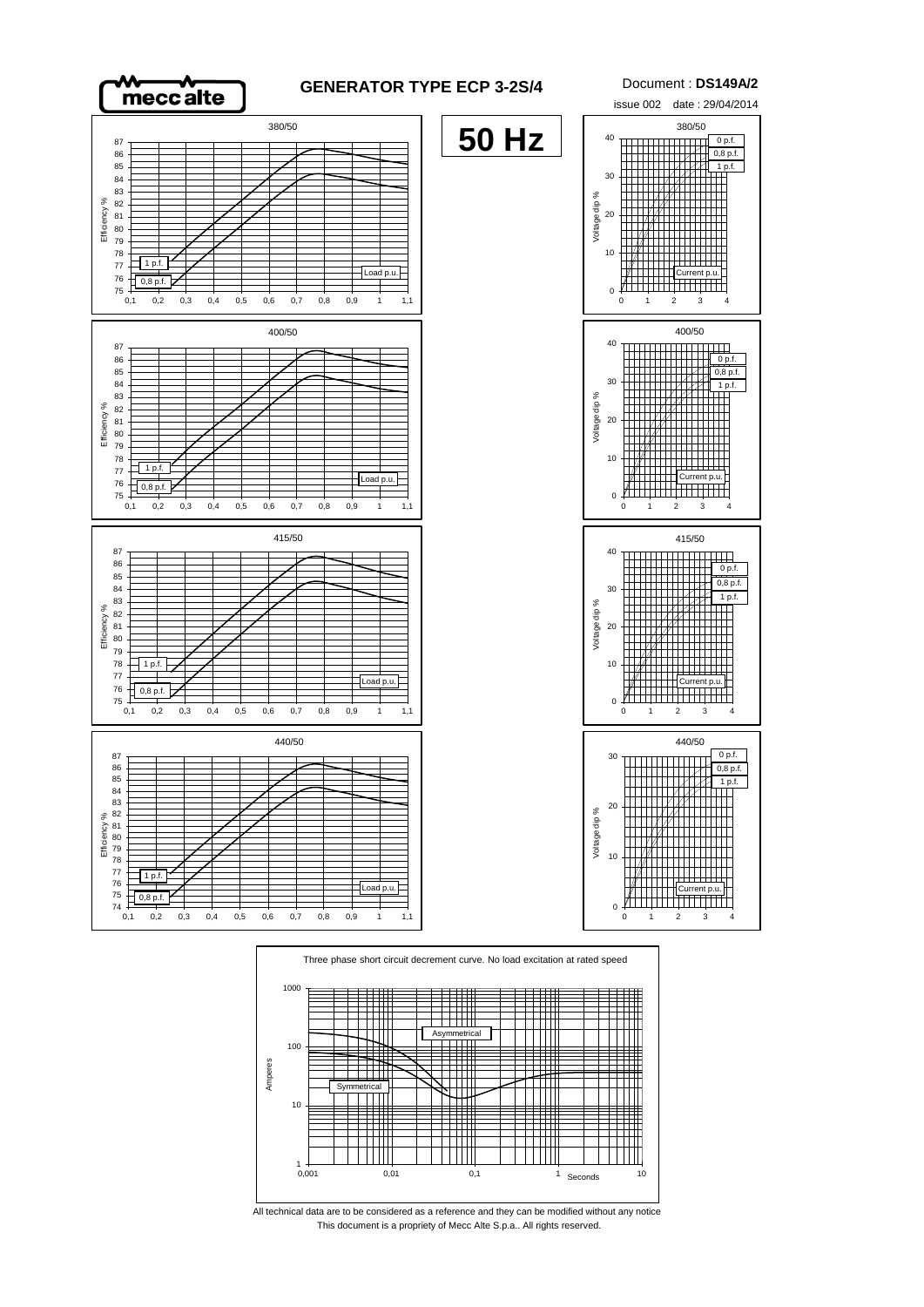mecc alte

# GENERATOR TYPE ECP 3-2S/4

Document : **DS149A/2**

issue 002 date : 29/04/2014

**50 Hz**

380/50

Efficiency %

87
86
85
84
83
82
81
80
79
78
77
76
75

0,1 0,2 0,3 0,4 0,5 0,6 0,7 0,8 0,9 1 1,1

1 p.f.
0,8 p.f.
Load p.u.

380/50

Voltage dip %

40
30
20
10
0

0 1 2 3 4

0 p.f.
0,8 p.f.
1 p.f.
Current p.u.

400/50

Efficiency %

87
86
85
84
83
82
81
80
79
78
77
76
75

0,1 0,2 0,3 0,4 0,5 0,6 0,7 0,8 0,9 1 1,1

1 p.f.
0,8 p.f.
Load p.u.

400/50

Voltage dip %

40
30
20
10
0

0 1 2 3 4

0 p.f.
0,8 p.f.
1 p.f.
Current p.u.

415/50

Efficiency %

87
86
85
84
83
82
81
80
79
78
77
76
75

0,1 0,2 0,3 0,4 0,5 0,6 0,7 0,8 0,9 1 1,1

1 p.f.
0,8 p.f.
Load p.u.

415/50

Voltage dip %

40
30
20
10
0

0 1 2 3 4

0 p.f.
0,8 p.f.
1 p.f.
Current p.u.

440/50

Efficiency %

87
86
85
84
83
82
81
80
79
78
77
76
75
74

0,1 0,2 0,3 0,4 0,5 0,6 0,7 0,8 0,9 1 1,1

1 p.f.
0,8 p.f.
Load p.u.

440/50

Voltage dip %

30
20
10
0

0 1 2 3 4

0 p.f.
0,8 p.f.
1 p.f.
Current p.u.

Three phase short circuit decrement curve. No load excitation at rated speed

Amperes

1000
100
10
1

0,001 0,01 0,1 1 10

Seconds

Asymmetrical
Symmetrical

All technical data are to be considered as a reference and they can be modified without any notice

This document is a propriety of Mecc Alte S.p.a.. All rights reserved.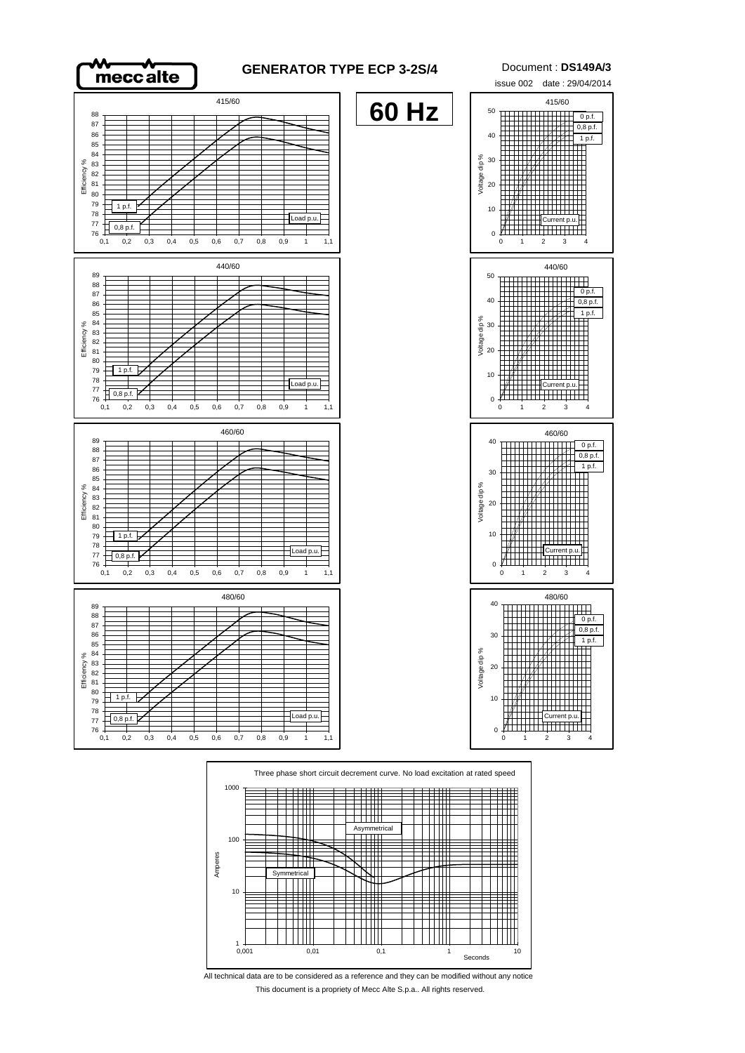# GENERATOR TYPE ECP 3-2S/4

Document : **DS149A/3**

issue 002 date : 29/04/2014

**60 Hz**

415/60

Efficiency % — 1 p.f. — 0,8 p.f. — Load p.u.

Voltage dip % — 0 p.f. — 0,8 p.f. — 1 p.f. — Current p.u.

440/60

Efficiency % — 1 p.f. — 0,8 p.f. — Load p.u.

Voltage dip % — 0 p.f. — 0,8 p.f. — 1 p.f. — Current p.u.

460/60

Efficiency % — 1 p.f. — 0,8 p.f. — Load p.u.

Voltage dip % — 0 p.f. — 0,8 p.f. — 1 p.f. — Current p.u.

480/60

Efficiency % — 1 p.f. — 0,8 p.f. — Load p.u.

Voltage dip % — 0 p.f. — 0,8 p.f. — 1 p.f. — Current p.u.

Three phase short circuit decrement curve. No load excitation at rated speed

Amperes — Asymmetrical — Symmetrical — Seconds

All technical data are to be considered as a reference and they can be modified without any notice

This document is a propriety of Mecc Alte S.p.a.. All rights reserved.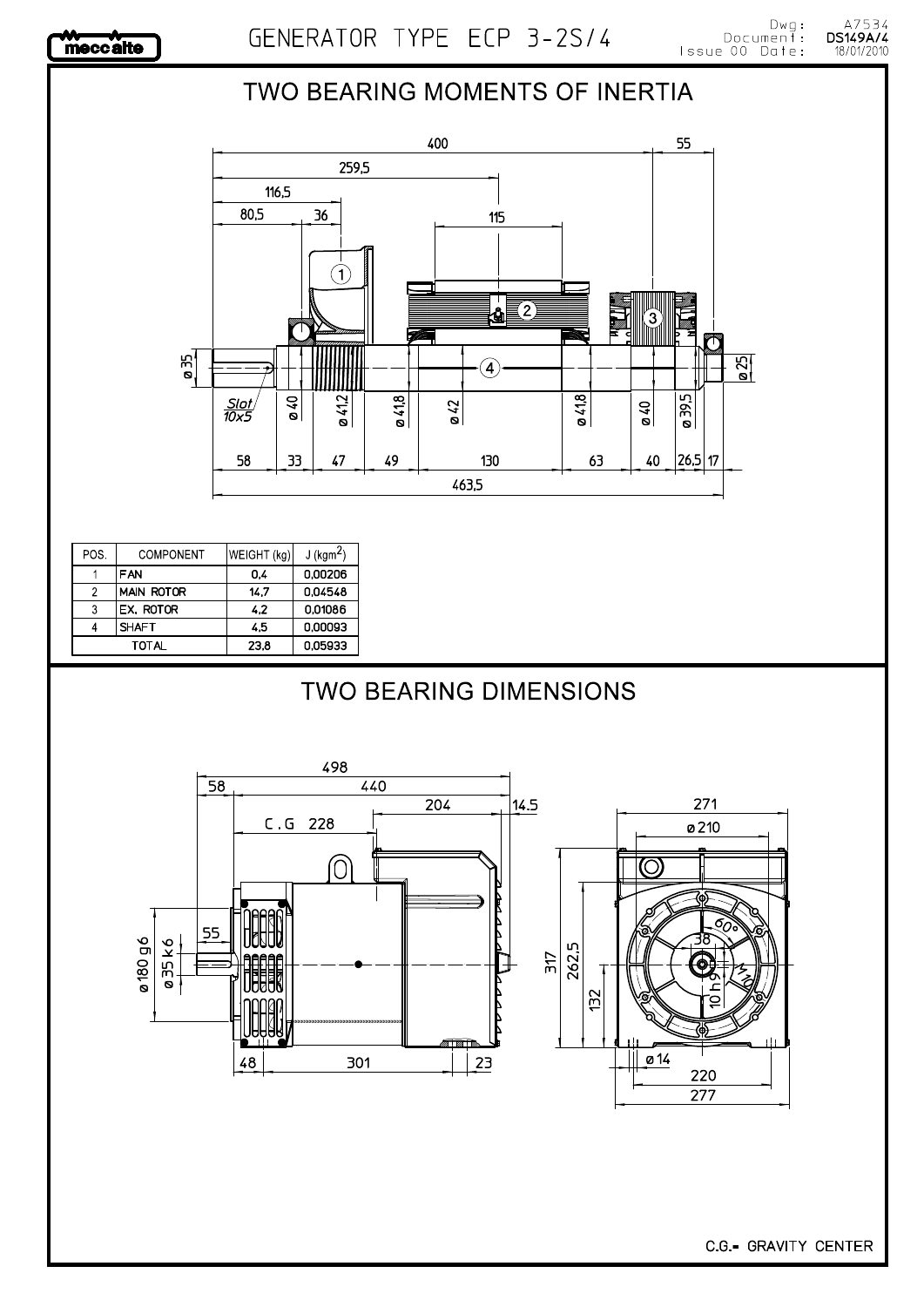# GENERATOR TYPE ECP 3-2S/4

Dwg: A7534
Document: DS149A/4
Issue 00 Date: 18/01/2010

## TWO BEARING MOMENTS OF INERTIA

400
55
259,5
116,5
80,5
36
115
1
2
3
4
ø 35
ø 25
Slot 10x5
ø 40
ø 41,2
ø 41,8
ø 42
ø 41,8
ø 40
ø 39,5
58
33
47
49
130
63
40
26,5
17
463,5

| POS. | COMPONENT | WEIGHT (kg) | J ($kgm^2$) |
|---|---|---|---|
| 1 | FAN | 0,4 | 0,00206 |
| 2 | MAIN ROTOR | 14,7 | 0,04548 |
| 3 | EX. ROTOR | 4,2 | 0,01086 |
| 4 | SHAFT | 4,5 | 0,00093 |
| TOTAL | | 23,8 | 0,05933 |

## TWO BEARING DIMENSIONS

498
58
440
204
14.5
C.G 228
55
ø 180 g6
ø 35 k6
48
301
23
271
ø 210
317
262,5
132
60°
38
10 h9
M10
ø 14
220
277

C.G.= GRAVITY CENTER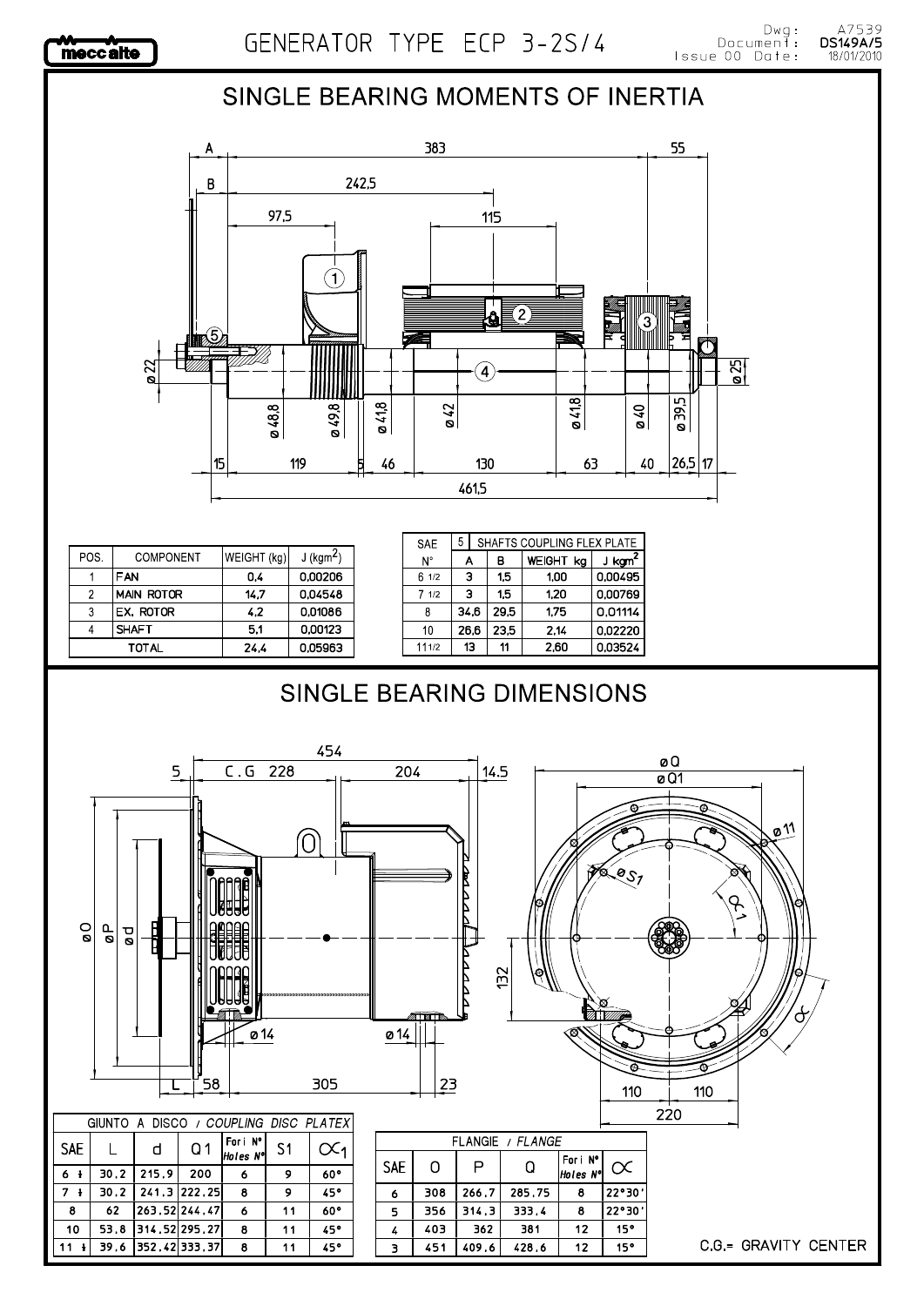# GENERATOR TYPE ECP 3-2S/4

Dwg: A7539
Document: DS149A/5
Issue 00 Date: 18/01/2010

## SINGLE BEARING MOMENTS OF INERTIA

A 383 55
B 242,5
97,5 115
1 2 3 4 5
ø22 ø48,8 ø49,8 ø41,8 ø42 ø41,8 ø40 ø39,5 ø25
15 119 5 46 130 63 40 26,5 17
461,5

| POS. | COMPONENT | WEIGHT (kg) | J ($kgm^2$) |
|---|---|---|---|
| 1 | FAN | 0,4 | 0,00206 |
| 2 | MAIN ROTOR | 14,7 | 0,04548 |
| 3 | EX. ROTOR | 4,2 | 0,01086 |
| 4 | SHAFT | 5,1 | 0,00123 |
| TOTAL | | 24,4 | 0,05963 |

| SAE N° | 5 SHAFTS COUPLING FLEX PLATE | | | |
|---|---|---|---|---|
| | A | B | WEIGHT kg | J $kgm^2$ |
| 6 1/2 | 3 | 1,5 | 1,00 | 0,00495 |
| 7 1/2 | 3 | 1,5 | 1,20 | 0,00769 |
| 8 | 34,6 | 29,5 | 1,75 | 0,01114 |
| 10 | 26,6 | 23,5 | 2,14 | 0,02220 |
| 11 1/2 | 13 | 11 | 2,60 | 0,03524 |

## SINGLE BEARING DIMENSIONS

454
5 C.G 228 204 14,5
øO øP ød
ø14 ø14
L 58 305 23
132
øQ øQ1 ø11 øS1 $\alpha_1$ $\alpha$
110 110
220

| GIUNTO A DISCO / COUPLING DISC PLATEX | | | | | | |
|---|---|---|---|---|---|---|
| SAE | L | d | Q1 | Fori N° Holes N° | S1 | $\alpha_1$ |
| 6 ½ | 30,2 | 215,9 | 200 | 6 | 9 | 60° |
| 7 ½ | 30,2 | 241,3 | 222,25 | 8 | 9 | 45° |
| 8 | 62 | 263,52 | 244,47 | 6 | 11 | 60° |
| 10 | 53,8 | 314,52 | 295,27 | 8 | 11 | 45° |
| 11 ½ | 39,6 | 352,42 | 333,37 | 8 | 11 | 45° |

| FLANGIE / FLANGE | | | | | |
|---|---|---|---|---|---|
| SAE | O | P | Q | Fori N° Holes N° | $\alpha$ |
| 6 | 308 | 266,7 | 285,75 | 8 | 22°30' |
| 5 | 356 | 314,3 | 333,4 | 8 | 22°30' |
| 4 | 403 | 362 | 381 | 12 | 15° |
| 3 | 451 | 409,6 | 428,6 | 12 | 15° |

C.G.= GRAVITY CENTER